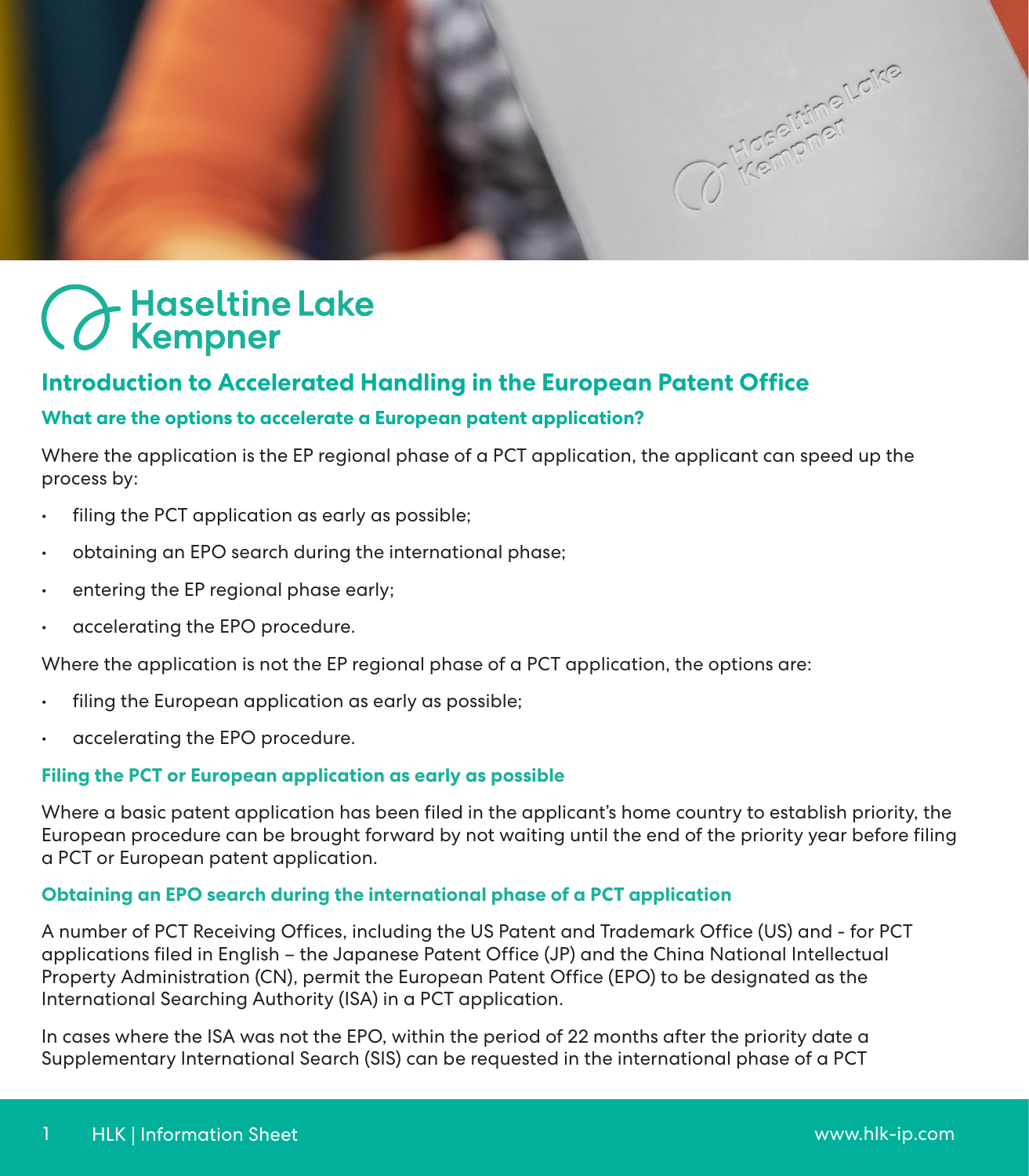# Haseltine Lake Kempner

## Introduction to Accelerated Handling in the European Patent Office

### What are the options to accelerate a European patent application?

Where the application is the EP regional phase of a PCT application, the applicant can speed up the process by:

- filing the PCT application as early as possible;
- obtaining an EPO search during the international phase;
- entering the EP regional phase early;
- accelerating the EPO procedure.

Where the application is not the EP regional phase of a PCT application, the options are:

- filing the European application as early as possible;
- accelerating the EPO procedure.

### Filing the PCT or European application as early as possible

Where a basic patent application has been filed in the applicant's home country to establish priority, the European procedure can be brought forward by not waiting until the end of the priority year before filing a PCT or European patent application.

### Obtaining an EPO search during the international phase of a PCT application

A number of PCT Receiving Offices, including the US Patent and Trademark Office (US) and - for PCT applications filed in English – the Japanese Patent Office (JP) and the China National Intellectual Property Administration (CN), permit the European Patent Office (EPO) to be designated as the International Searching Authority (ISA) in a PCT application.

In cases where the ISA was not the EPO, within the period of 22 months after the priority date a Supplementary International Search (SIS) can be requested in the international phase of a PCT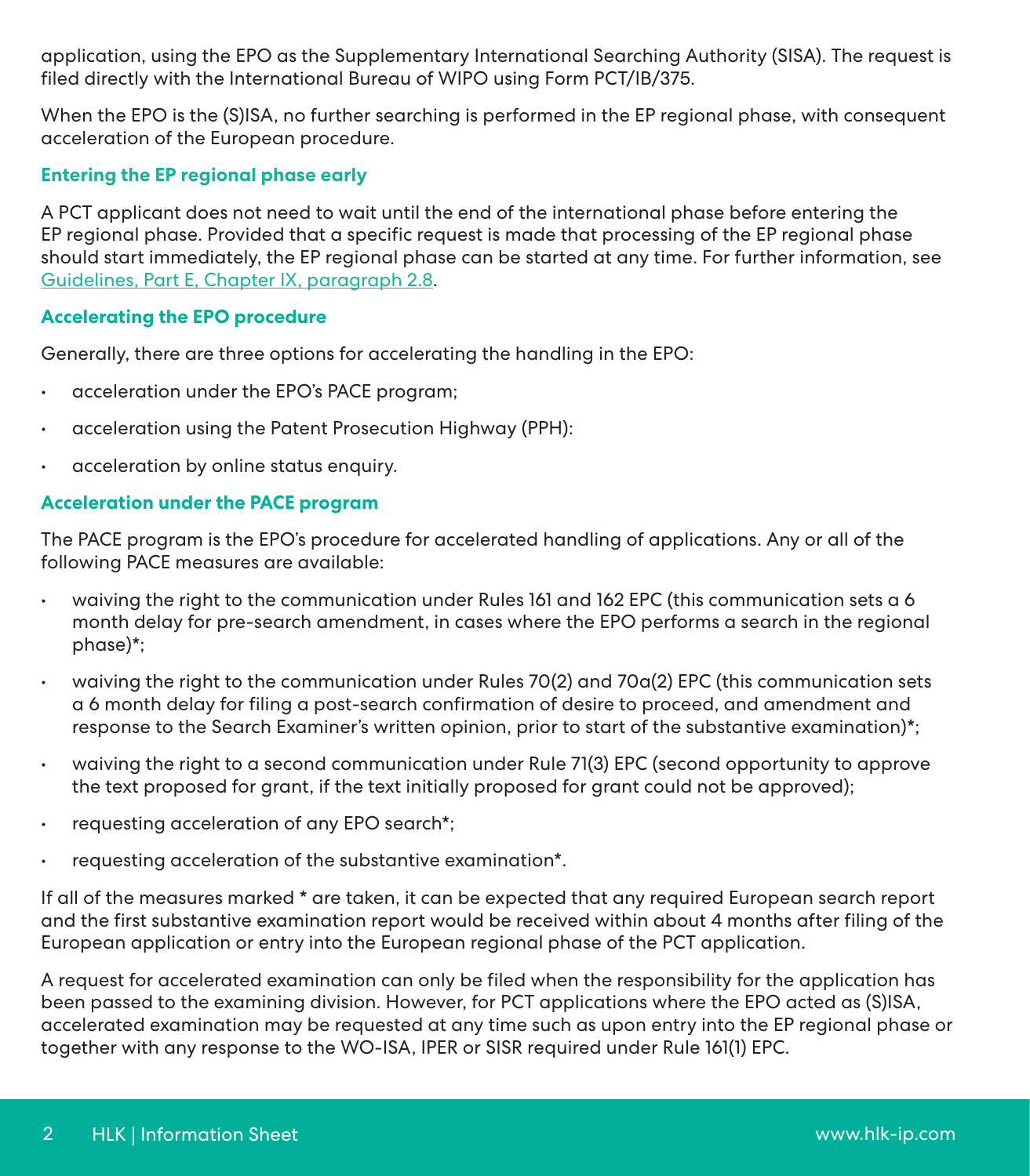application, using the EPO as the Supplementary International Searching Authority (SISA). The request is filed directly with the International Bureau of WIPO using Form PCT/IB/375.

When the EPO is the (S)ISA, no further searching is performed in the EP regional phase, with consequent acceleration of the European procedure.

### Entering the EP regional phase early

A PCT applicant does not need to wait until the end of the international phase before entering the EP regional phase. Provided that a specific request is made that processing of the EP regional phase should start immediately, the EP regional phase can be started at any time. For further information, see Guidelines, Part E, Chapter IX, paragraph 2.8.

### Accelerating the EPO procedure

Generally, there are three options for accelerating the handling in the EPO:

- acceleration under the EPO's PACE program;
- acceleration using the Patent Prosecution Highway (PPH):
- acceleration by online status enquiry.

### Acceleration under the PACE program

The PACE program is the EPO's procedure for accelerated handling of applications. Any or all of the following PACE measures are available:

- waiving the right to the communication under Rules 161 and 162 EPC (this communication sets a 6 month delay for pre-search amendment, in cases where the EPO performs a search in the regional phase)*;
- waiving the right to the communication under Rules 70(2) and 70a(2) EPC (this communication sets a 6 month delay for filing a post-search confirmation of desire to proceed, and amendment and response to the Search Examiner's written opinion, prior to start of the substantive examination)*;
- waiving the right to a second communication under Rule 71(3) EPC (second opportunity to approve the text proposed for grant, if the text initially proposed for grant could not be approved);
- requesting acceleration of any EPO search*;
- requesting acceleration of the substantive examination*.

If all of the measures marked * are taken, it can be expected that any required European search report and the first substantive examination report would be received within about 4 months after filing of the European application or entry into the European regional phase of the PCT application.

A request for accelerated examination can only be filed when the responsibility for the application has been passed to the examining division. However, for PCT applications where the EPO acted as (S)ISA, accelerated examination may be requested at any time such as upon entry into the EP regional phase or together with any response to the WO-ISA, IPER or SISR required under Rule 161(1) EPC.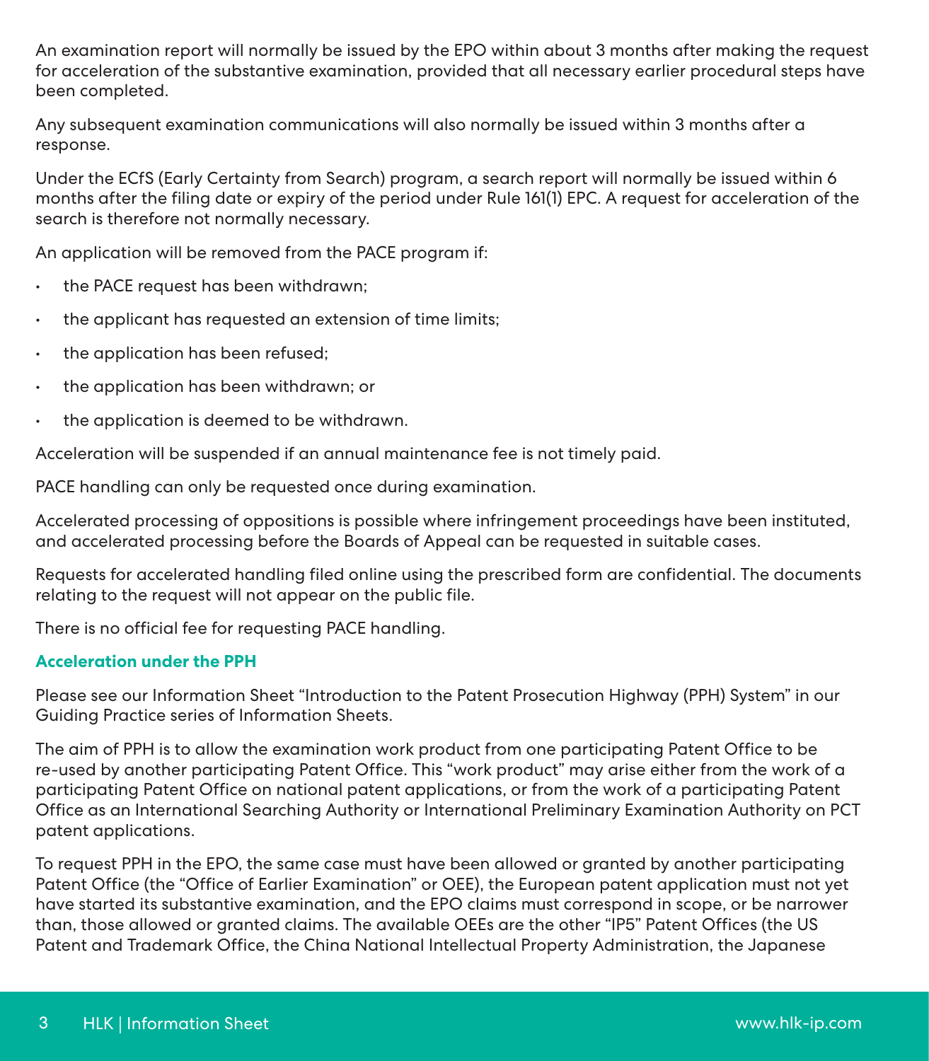An examination report will normally be issued by the EPO within about 3 months after making the request for acceleration of the substantive examination, provided that all necessary earlier procedural steps have been completed.

Any subsequent examination communications will also normally be issued within 3 months after a response.

Under the ECfS (Early Certainty from Search) program, a search report will normally be issued within 6 months after the filing date or expiry of the period under Rule 161(1) EPC. A request for acceleration of the search is therefore not normally necessary.

An application will be removed from the PACE program if:

- the PACE request has been withdrawn;
- the applicant has requested an extension of time limits;
- the application has been refused;
- the application has been withdrawn; or
- the application is deemed to be withdrawn.

Acceleration will be suspended if an annual maintenance fee is not timely paid.

PACE handling can only be requested once during examination.

Accelerated processing of oppositions is possible where infringement proceedings have been instituted, and accelerated processing before the Boards of Appeal can be requested in suitable cases.

Requests for accelerated handling filed online using the prescribed form are confidential. The documents relating to the request will not appear on the public file.

There is no official fee for requesting PACE handling.

### Acceleration under the PPH

Please see our Information Sheet "Introduction to the Patent Prosecution Highway (PPH) System" in our Guiding Practice series of Information Sheets.

The aim of PPH is to allow the examination work product from one participating Patent Office to be re-used by another participating Patent Office. This "work product" may arise either from the work of a participating Patent Office on national patent applications, or from the work of a participating Patent Office as an International Searching Authority or International Preliminary Examination Authority on PCT patent applications.

To request PPH in the EPO, the same case must have been allowed or granted by another participating Patent Office (the "Office of Earlier Examination" or OEE), the European patent application must not yet have started its substantive examination, and the EPO claims must correspond in scope, or be narrower than, those allowed or granted claims. The available OEEs are the other "IP5" Patent Offices (the US Patent and Trademark Office, the China National Intellectual Property Administration, the Japanese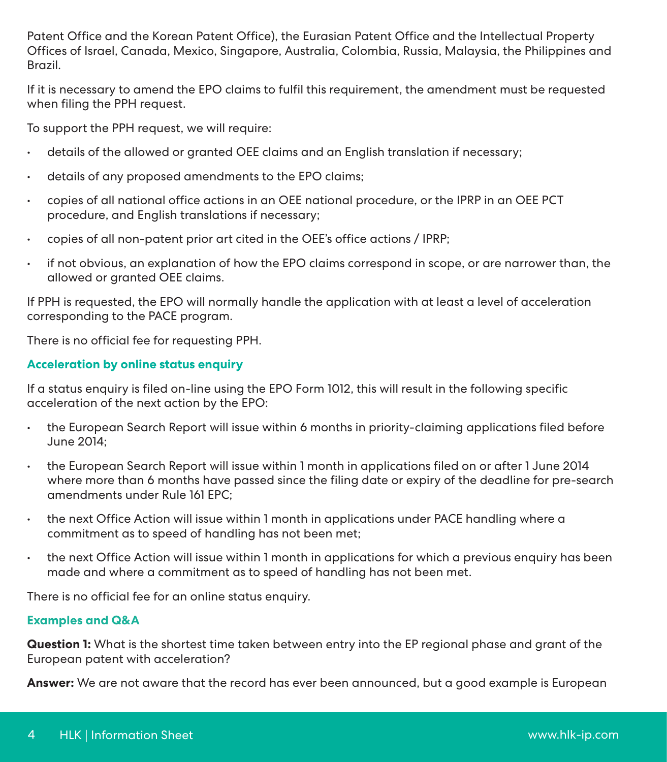Patent Office and the Korean Patent Office), the Eurasian Patent Office and the Intellectual Property Offices of Israel, Canada, Mexico, Singapore, Australia, Colombia, Russia, Malaysia, the Philippines and Brazil.

If it is necessary to amend the EPO claims to fulfil this requirement, the amendment must be requested when filing the PPH request.

To support the PPH request, we will require:

- details of the allowed or granted OEE claims and an English translation if necessary;
- details of any proposed amendments to the EPO claims;
- copies of all national office actions in an OEE national procedure, or the IPRP in an OEE PCT procedure, and English translations if necessary;
- copies of all non-patent prior art cited in the OEE's office actions / IPRP;
- if not obvious, an explanation of how the EPO claims correspond in scope, or are narrower than, the allowed or granted OEE claims.

If PPH is requested, the EPO will normally handle the application with at least a level of acceleration corresponding to the PACE program.

There is no official fee for requesting PPH.

### Acceleration by online status enquiry

If a status enquiry is filed on-line using the EPO Form 1012, this will result in the following specific acceleration of the next action by the EPO:

- the European Search Report will issue within 6 months in priority-claiming applications filed before June 2014;
- the European Search Report will issue within 1 month in applications filed on or after 1 June 2014 where more than 6 months have passed since the filing date or expiry of the deadline for pre-search amendments under Rule 161 EPC;
- the next Office Action will issue within 1 month in applications under PACE handling where a commitment as to speed of handling has not been met;
- the next Office Action will issue within 1 month in applications for which a previous enquiry has been made and where a commitment as to speed of handling has not been met.

There is no official fee for an online status enquiry.

### Examples and Q&A

**Question 1:** What is the shortest time taken between entry into the EP regional phase and grant of the European patent with acceleration?

**Answer:** We are not aware that the record has ever been announced, but a good example is European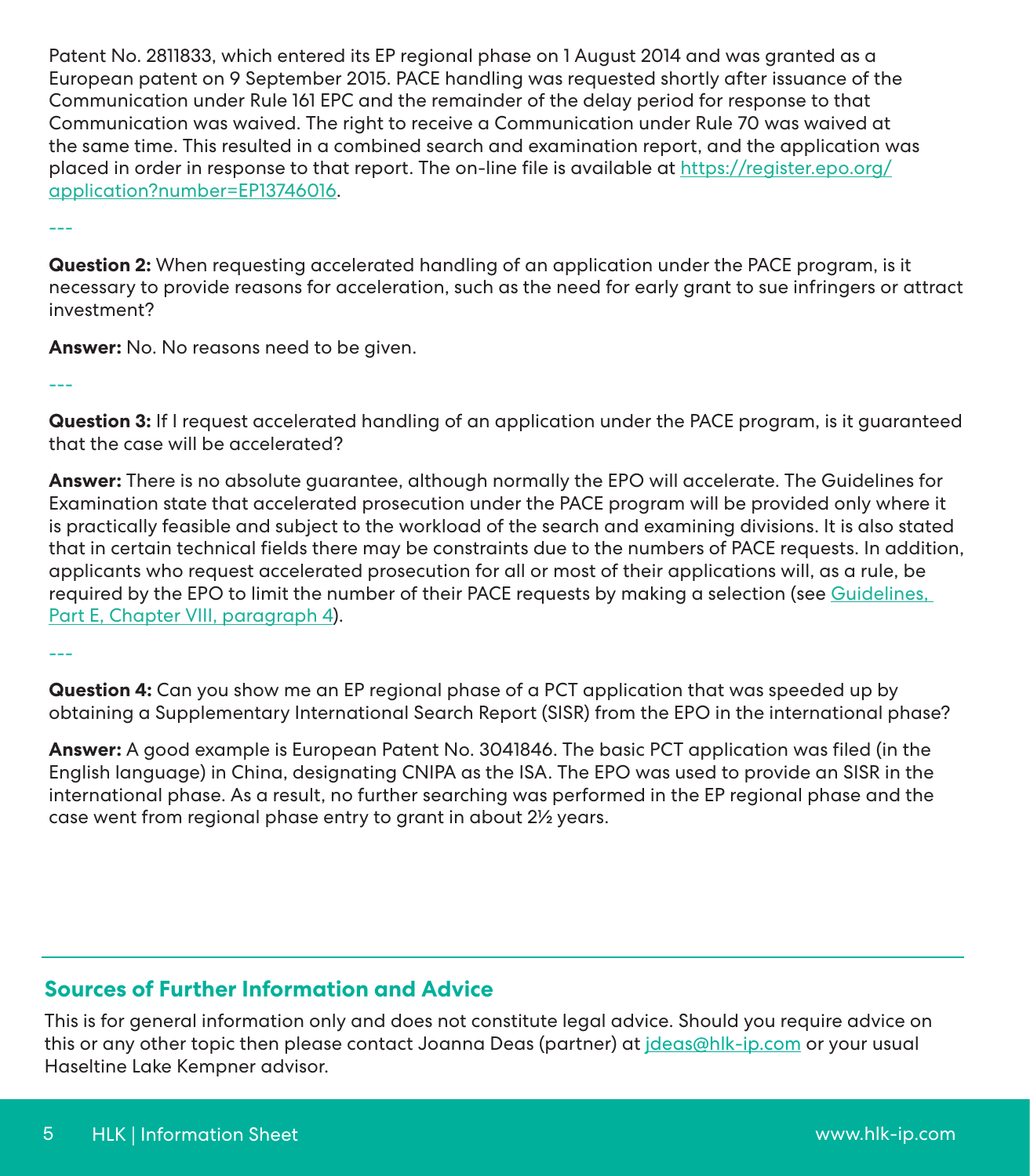Patent No. 2811833, which entered its EP regional phase on 1 August 2014 and was granted as a European patent on 9 September 2015. PACE handling was requested shortly after issuance of the Communication under Rule 161 EPC and the remainder of the delay period for response to that Communication was waived. The right to receive a Communication under Rule 70 was waived at the same time. This resulted in a combined search and examination report, and the application was placed in order in response to that report. The on-line file is available at [https://register.epo.org/application?number=EP13746016](https://register.epo.org/application?number=EP13746016).

---

**Question 2:** When requesting accelerated handling of an application under the PACE program, is it necessary to provide reasons for acceleration, such as the need for early grant to sue infringers or attract investment?

**Answer:** No. No reasons need to be given.

---

**Question 3:** If I request accelerated handling of an application under the PACE program, is it guaranteed that the case will be accelerated?

**Answer:** There is no absolute guarantee, although normally the EPO will accelerate. The Guidelines for Examination state that accelerated prosecution under the PACE program will be provided only where it is practically feasible and subject to the workload of the search and examining divisions. It is also stated that in certain technical fields there may be constraints due to the numbers of PACE requests. In addition, applicants who request accelerated prosecution for all or most of their applications will, as a rule, be required by the EPO to limit the number of their PACE requests by making a selection (see Guidelines, Part E, Chapter VIII, paragraph 4).

---

**Question 4:** Can you show me an EP regional phase of a PCT application that was speeded up by obtaining a Supplementary International Search Report (SISR) from the EPO in the international phase?

**Answer:** A good example is European Patent No. 3041846. The basic PCT application was filed (in the English language) in China, designating CNIPA as the ISA. The EPO was used to provide an SISR in the international phase. As a result, no further searching was performed in the EP regional phase and the case went from regional phase entry to grant in about 2½ years.

## Sources of Further Information and Advice

This is for general information only and does not constitute legal advice. Should you require advice on this or any other topic then please contact Joanna Deas (partner) at jdeas@hlk-ip.com or your usual Haseltine Lake Kempner advisor.